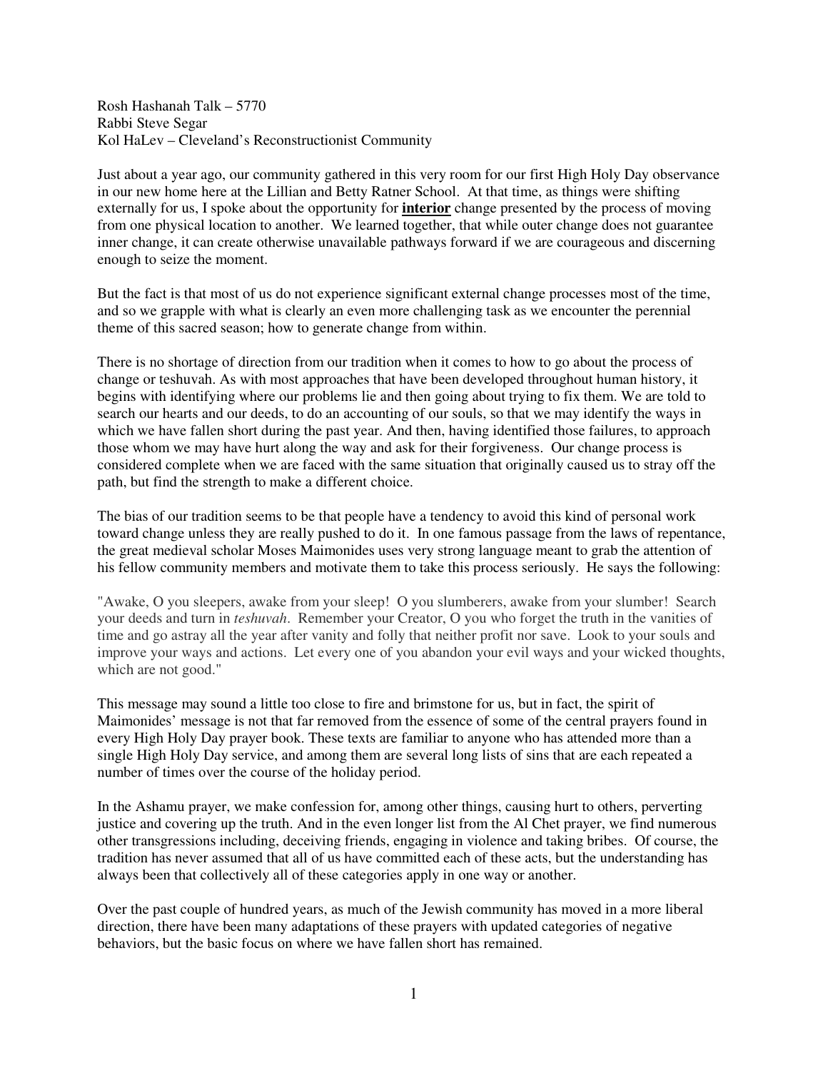Rosh Hashanah Talk – 5770
Rabbi Steve Segar
Kol HaLev – Cleveland's Reconstructionist Community

Just about a year ago, our community gathered in this very room for our first High Holy Day observance in our new home here at the Lillian and Betty Ratner School. At that time, as things were shifting externally for us, I spoke about the opportunity for **interior** change presented by the process of moving from one physical location to another. We learned together, that while outer change does not guarantee inner change, it can create otherwise unavailable pathways forward if we are courageous and discerning enough to seize the moment.

But the fact is that most of us do not experience significant external change processes most of the time, and so we grapple with what is clearly an even more challenging task as we encounter the perennial theme of this sacred season; how to generate change from within.

There is no shortage of direction from our tradition when it comes to how to go about the process of change or teshuvah. As with most approaches that have been developed throughout human history, it begins with identifying where our problems lie and then going about trying to fix them. We are told to search our hearts and our deeds, to do an accounting of our souls, so that we may identify the ways in which we have fallen short during the past year. And then, having identified those failures, to approach those whom we may have hurt along the way and ask for their forgiveness. Our change process is considered complete when we are faced with the same situation that originally caused us to stray off the path, but find the strength to make a different choice.

The bias of our tradition seems to be that people have a tendency to avoid this kind of personal work toward change unless they are really pushed to do it. In one famous passage from the laws of repentance, the great medieval scholar Moses Maimonides uses very strong language meant to grab the attention of his fellow community members and motivate them to take this process seriously. He says the following:

"Awake, O you sleepers, awake from your sleep! O you slumberers, awake from your slumber! Search your deeds and turn in *teshuvah*. Remember your Creator, O you who forget the truth in the vanities of time and go astray all the year after vanity and folly that neither profit nor save. Look to your souls and improve your ways and actions. Let every one of you abandon your evil ways and your wicked thoughts, which are not good."

This message may sound a little too close to fire and brimstone for us, but in fact, the spirit of Maimonides' message is not that far removed from the essence of some of the central prayers found in every High Holy Day prayer book. These texts are familiar to anyone who has attended more than a single High Holy Day service, and among them are several long lists of sins that are each repeated a number of times over the course of the holiday period.

In the Ashamu prayer, we make confession for, among other things, causing hurt to others, perverting justice and covering up the truth. And in the even longer list from the Al Chet prayer, we find numerous other transgressions including, deceiving friends, engaging in violence and taking bribes. Of course, the tradition has never assumed that all of us have committed each of these acts, but the understanding has always been that collectively all of these categories apply in one way or another.

Over the past couple of hundred years, as much of the Jewish community has moved in a more liberal direction, there have been many adaptations of these prayers with updated categories of negative behaviors, but the basic focus on where we have fallen short has remained.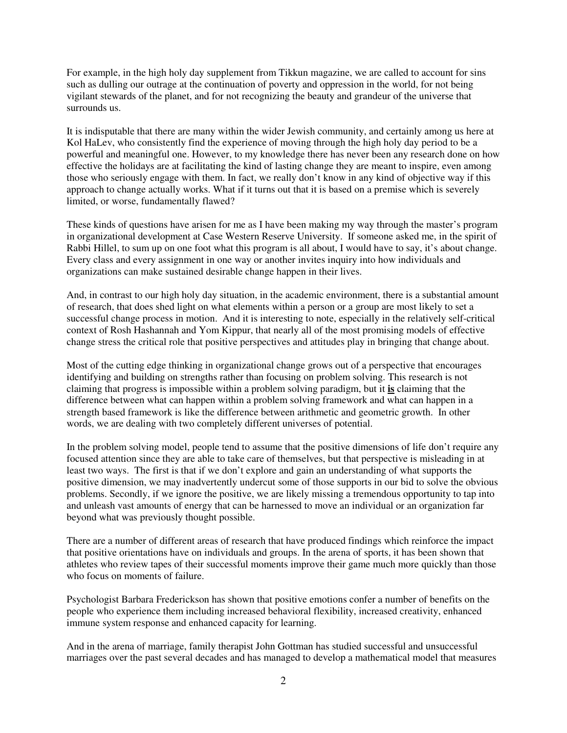For example, in the high holy day supplement from Tikkun magazine, we are called to account for sins such as dulling our outrage at the continuation of poverty and oppression in the world, for not being vigilant stewards of the planet, and for not recognizing the beauty and grandeur of the universe that surrounds us.

It is indisputable that there are many within the wider Jewish community, and certainly among us here at Kol HaLev, who consistently find the experience of moving through the high holy day period to be a powerful and meaningful one. However, to my knowledge there has never been any research done on how effective the holidays are at facilitating the kind of lasting change they are meant to inspire, even among those who seriously engage with them. In fact, we really don't know in any kind of objective way if this approach to change actually works. What if it turns out that it is based on a premise which is severely limited, or worse, fundamentally flawed?

These kinds of questions have arisen for me as I have been making my way through the master's program in organizational development at Case Western Reserve University. If someone asked me, in the spirit of Rabbi Hillel, to sum up on one foot what this program is all about, I would have to say, it's about change. Every class and every assignment in one way or another invites inquiry into how individuals and organizations can make sustained desirable change happen in their lives.

And, in contrast to our high holy day situation, in the academic environment, there is a substantial amount of research, that does shed light on what elements within a person or a group are most likely to set a successful change process in motion. And it is interesting to note, especially in the relatively self-critical context of Rosh Hashannah and Yom Kippur, that nearly all of the most promising models of effective change stress the critical role that positive perspectives and attitudes play in bringing that change about.

Most of the cutting edge thinking in organizational change grows out of a perspective that encourages identifying and building on strengths rather than focusing on problem solving. This research is not claiming that progress is impossible within a problem solving paradigm, but it **<u>is</u>** claiming that the difference between what can happen within a problem solving framework and what can happen in a strength based framework is like the difference between arithmetic and geometric growth. In other words, we are dealing with two completely different universes of potential.

In the problem solving model, people tend to assume that the positive dimensions of life don't require any focused attention since they are able to take care of themselves, but that perspective is misleading in at least two ways. The first is that if we don't explore and gain an understanding of what supports the positive dimension, we may inadvertently undercut some of those supports in our bid to solve the obvious problems. Secondly, if we ignore the positive, we are likely missing a tremendous opportunity to tap into and unleash vast amounts of energy that can be harnessed to move an individual or an organization far beyond what was previously thought possible.

There are a number of different areas of research that have produced findings which reinforce the impact that positive orientations have on individuals and groups. In the arena of sports, it has been shown that athletes who review tapes of their successful moments improve their game much more quickly than those who focus on moments of failure.

Psychologist Barbara Frederickson has shown that positive emotions confer a number of benefits on the people who experience them including increased behavioral flexibility, increased creativity, enhanced immune system response and enhanced capacity for learning.

And in the arena of marriage, family therapist John Gottman has studied successful and unsuccessful marriages over the past several decades and has managed to develop a mathematical model that measures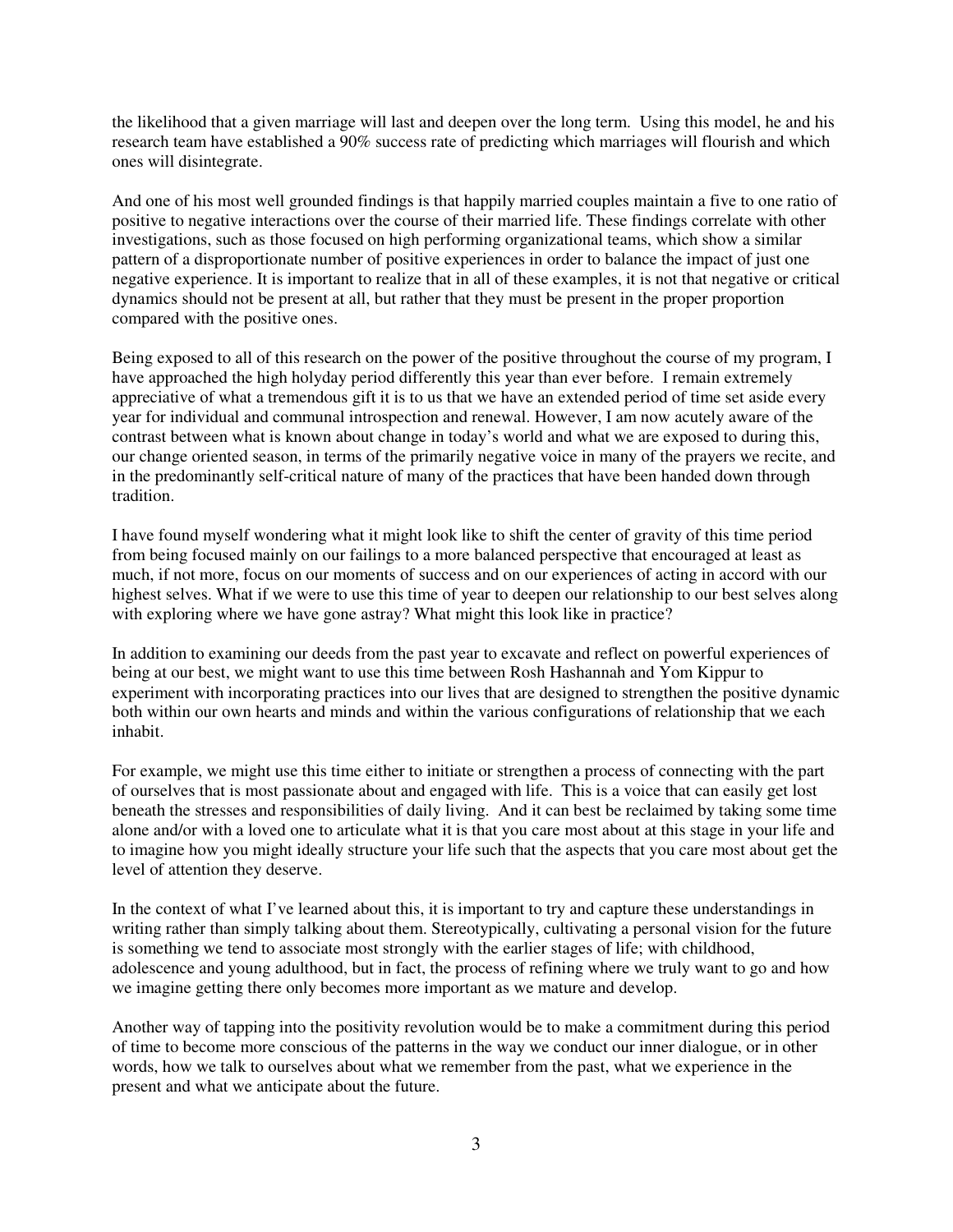the likelihood that a given marriage will last and deepen over the long term. Using this model, he and his research team have established a 90% success rate of predicting which marriages will flourish and which ones will disintegrate.

And one of his most well grounded findings is that happily married couples maintain a five to one ratio of positive to negative interactions over the course of their married life. These findings correlate with other investigations, such as those focused on high performing organizational teams, which show a similar pattern of a disproportionate number of positive experiences in order to balance the impact of just one negative experience. It is important to realize that in all of these examples, it is not that negative or critical dynamics should not be present at all, but rather that they must be present in the proper proportion compared with the positive ones.

Being exposed to all of this research on the power of the positive throughout the course of my program, I have approached the high holyday period differently this year than ever before. I remain extremely appreciative of what a tremendous gift it is to us that we have an extended period of time set aside every year for individual and communal introspection and renewal. However, I am now acutely aware of the contrast between what is known about change in today's world and what we are exposed to during this, our change oriented season, in terms of the primarily negative voice in many of the prayers we recite, and in the predominantly self-critical nature of many of the practices that have been handed down through tradition.

I have found myself wondering what it might look like to shift the center of gravity of this time period from being focused mainly on our failings to a more balanced perspective that encouraged at least as much, if not more, focus on our moments of success and on our experiences of acting in accord with our highest selves. What if we were to use this time of year to deepen our relationship to our best selves along with exploring where we have gone astray? What might this look like in practice?

In addition to examining our deeds from the past year to excavate and reflect on powerful experiences of being at our best, we might want to use this time between Rosh Hashannah and Yom Kippur to experiment with incorporating practices into our lives that are designed to strengthen the positive dynamic both within our own hearts and minds and within the various configurations of relationship that we each inhabit.

For example, we might use this time either to initiate or strengthen a process of connecting with the part of ourselves that is most passionate about and engaged with life. This is a voice that can easily get lost beneath the stresses and responsibilities of daily living. And it can best be reclaimed by taking some time alone and/or with a loved one to articulate what it is that you care most about at this stage in your life and to imagine how you might ideally structure your life such that the aspects that you care most about get the level of attention they deserve.

In the context of what I've learned about this, it is important to try and capture these understandings in writing rather than simply talking about them. Stereotypically, cultivating a personal vision for the future is something we tend to associate most strongly with the earlier stages of life; with childhood, adolescence and young adulthood, but in fact, the process of refining where we truly want to go and how we imagine getting there only becomes more important as we mature and develop.

Another way of tapping into the positivity revolution would be to make a commitment during this period of time to become more conscious of the patterns in the way we conduct our inner dialogue, or in other words, how we talk to ourselves about what we remember from the past, what we experience in the present and what we anticipate about the future.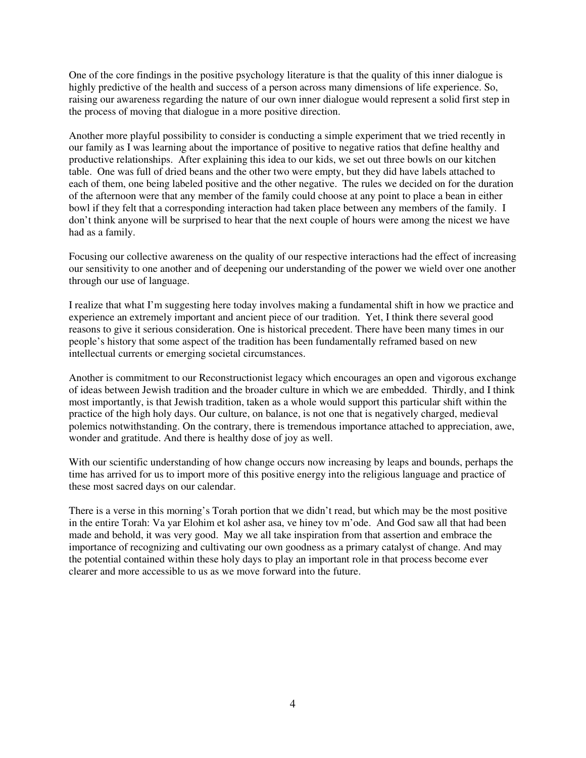One of the core findings in the positive psychology literature is that the quality of this inner dialogue is highly predictive of the health and success of a person across many dimensions of life experience. So, raising our awareness regarding the nature of our own inner dialogue would represent a solid first step in the process of moving that dialogue in a more positive direction.

Another more playful possibility to consider is conducting a simple experiment that we tried recently in our family as I was learning about the importance of positive to negative ratios that define healthy and productive relationships. After explaining this idea to our kids, we set out three bowls on our kitchen table. One was full of dried beans and the other two were empty, but they did have labels attached to each of them, one being labeled positive and the other negative. The rules we decided on for the duration of the afternoon were that any member of the family could choose at any point to place a bean in either bowl if they felt that a corresponding interaction had taken place between any members of the family. I don't think anyone will be surprised to hear that the next couple of hours were among the nicest we have had as a family.

Focusing our collective awareness on the quality of our respective interactions had the effect of increasing our sensitivity to one another and of deepening our understanding of the power we wield over one another through our use of language.

I realize that what I'm suggesting here today involves making a fundamental shift in how we practice and experience an extremely important and ancient piece of our tradition. Yet, I think there several good reasons to give it serious consideration. One is historical precedent. There have been many times in our people's history that some aspect of the tradition has been fundamentally reframed based on new intellectual currents or emerging societal circumstances.

Another is commitment to our Reconstructionist legacy which encourages an open and vigorous exchange of ideas between Jewish tradition and the broader culture in which we are embedded. Thirdly, and I think most importantly, is that Jewish tradition, taken as a whole would support this particular shift within the practice of the high holy days. Our culture, on balance, is not one that is negatively charged, medieval polemics notwithstanding. On the contrary, there is tremendous importance attached to appreciation, awe, wonder and gratitude. And there is healthy dose of joy as well.

With our scientific understanding of how change occurs now increasing by leaps and bounds, perhaps the time has arrived for us to import more of this positive energy into the religious language and practice of these most sacred days on our calendar.

There is a verse in this morning's Torah portion that we didn't read, but which may be the most positive in the entire Torah: Va yar Elohim et kol asher asa, ve hiney tov m'ode. And God saw all that had been made and behold, it was very good. May we all take inspiration from that assertion and embrace the importance of recognizing and cultivating our own goodness as a primary catalyst of change. And may the potential contained within these holy days to play an important role in that process become ever clearer and more accessible to us as we move forward into the future.